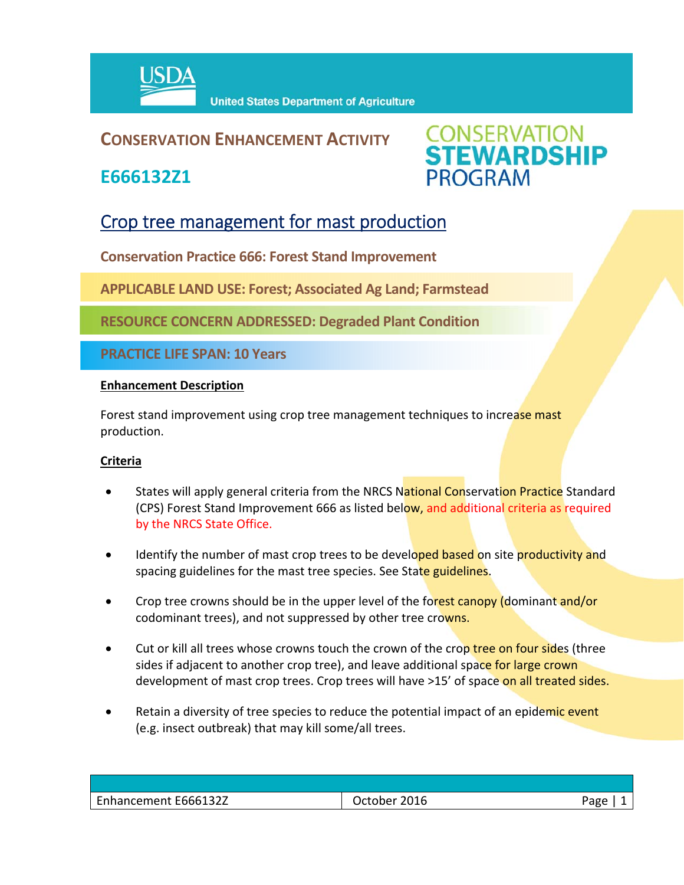United States Department of Agriculture

## CONSERVATION ENHANCEMENT ACTIVITY

## E666132Z1

CONSERVATION STEWARDSHIP PROGRAM

# Crop tree management for mast production

**Conservation Practice 666: Forest Stand Improvement**

**APPLICABLE LAND USE: Forest; Associated Ag Land; Farmstead**

**RESOURCE CONCERN ADDRESSED: Degraded Plant Condition**

**PRACTICE LIFE SPAN: 10 Years**

### Enhancement Description

Forest stand improvement using crop tree management techniques to increase mast production.

### Criteria

- States will apply general criteria from the NRCS National Conservation Practice Standard (CPS) Forest Stand Improvement 666 as listed below, and additional criteria as required by the NRCS State Office.
- Identify the number of mast crop trees to be developed based on site productivity and spacing guidelines for the mast tree species. See State guidelines.
- Crop tree crowns should be in the upper level of the forest canopy (dominant and/or codominant trees), and not suppressed by other tree crowns.
- Cut or kill all trees whose crowns touch the crown of the crop tree on four sides (three sides if adjacent to another crop tree), and leave additional space for large crown development of mast crop trees. Crop trees will have >15' of space on all treated sides.
- Retain a diversity of tree species to reduce the potential impact of an epidemic event (e.g. insect outbreak) that may kill some/all trees.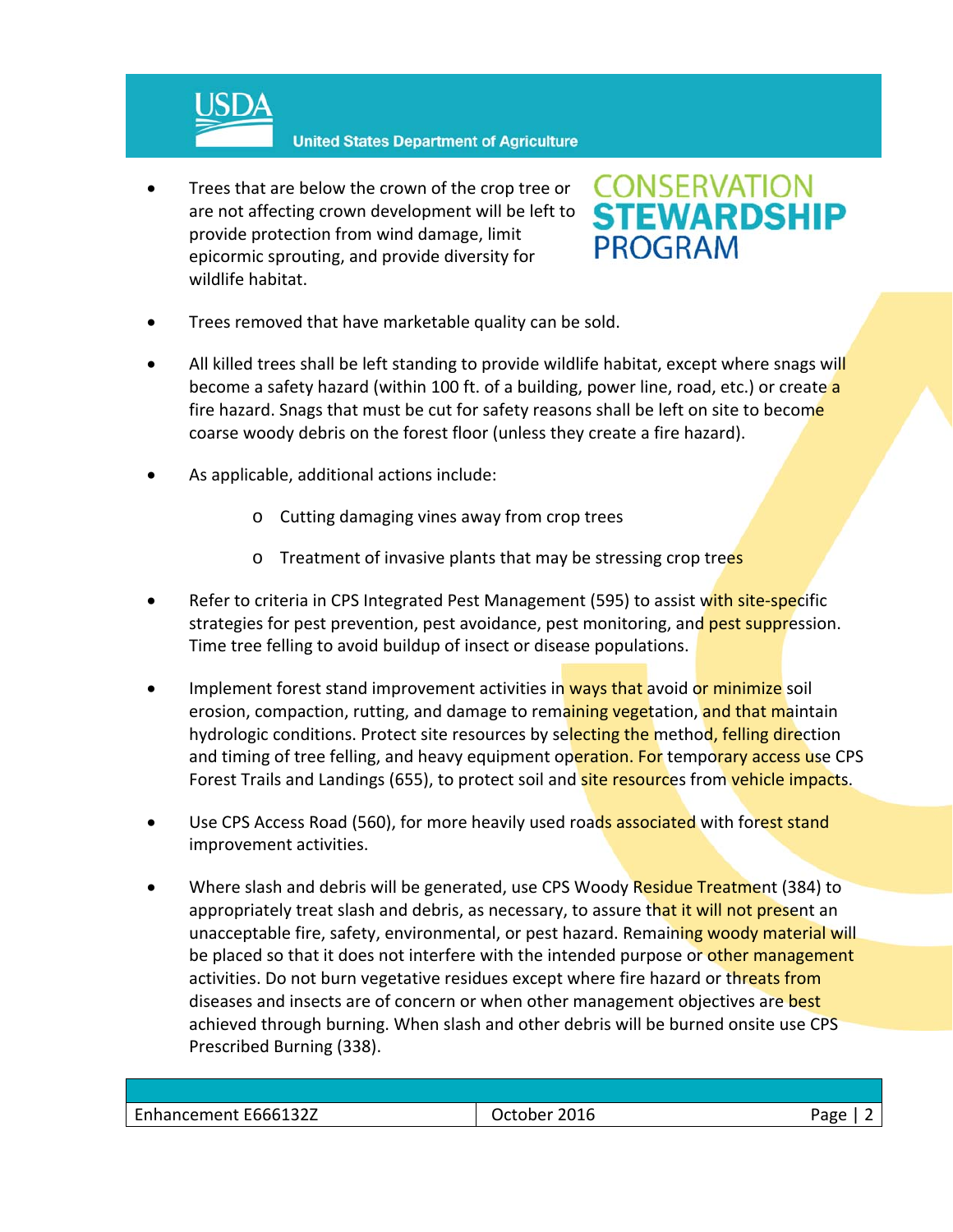- Trees that are below the crown of the crop tree or are not affecting crown development will be left to provide protection from wind damage, limit epicormic sprouting, and provide diversity for wildlife habitat.

- Trees removed that have marketable quality can be sold.

- All killed trees shall be left standing to provide wildlife habitat, except where snags will become a safety hazard (within 100 ft. of a building, power line, road, etc.) or create a fire hazard. Snags that must be cut for safety reasons shall be left on site to become coarse woody debris on the forest floor (unless they create a fire hazard).

- As applicable, additional actions include:
  - Cutting damaging vines away from crop trees
  - Treatment of invasive plants that may be stressing crop trees

- Refer to criteria in CPS Integrated Pest Management (595) to assist with site-specific strategies for pest prevention, pest avoidance, pest monitoring, and pest suppression. Time tree felling to avoid buildup of insect or disease populations.

- Implement forest stand improvement activities in ways that avoid or minimize soil erosion, compaction, rutting, and damage to remaining vegetation, and that maintain hydrologic conditions. Protect site resources by selecting the method, felling direction and timing of tree felling, and heavy equipment operation. For temporary access use CPS Forest Trails and Landings (655), to protect soil and site resources from vehicle impacts.

- Use CPS Access Road (560), for more heavily used roads associated with forest stand improvement activities.

- Where slash and debris will be generated, use CPS Woody Residue Treatment (384) to appropriately treat slash and debris, as necessary, to assure that it will not present an unacceptable fire, safety, environmental, or pest hazard. Remaining woody material will be placed so that it does not interfere with the intended purpose or other management activities. Do not burn vegetative residues except where fire hazard or threats from diseases and insects are of concern or when other management objectives are best achieved through burning. When slash and other debris will be burned onsite use CPS Prescribed Burning (338).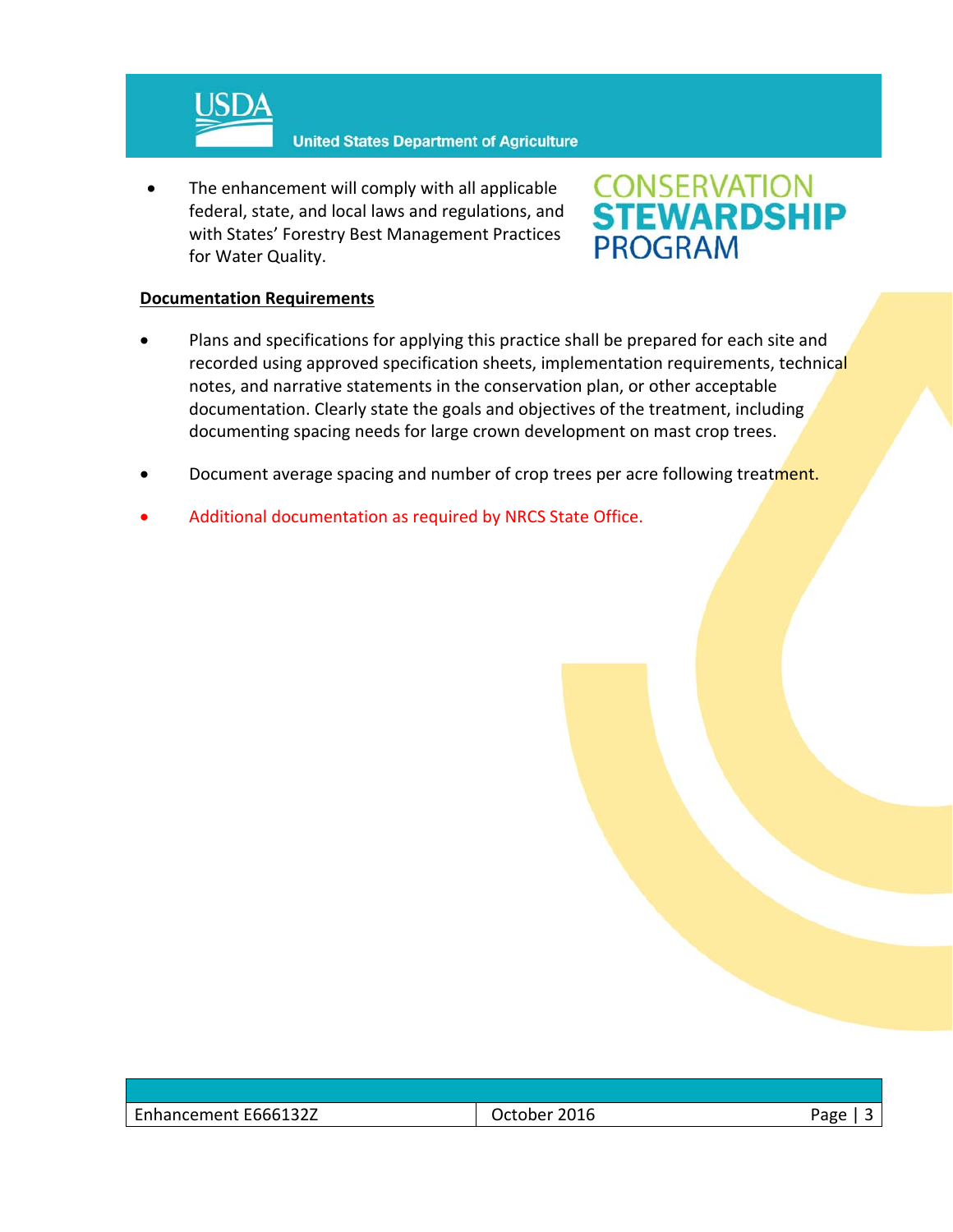- The enhancement will comply with all applicable federal, state, and local laws and regulations, and with States' Forestry Best Management Practices for Water Quality.

**Documentation Requirements**

- Plans and specifications for applying this practice shall be prepared for each site and recorded using approved specification sheets, implementation requirements, technical notes, and narrative statements in the conservation plan, or other acceptable documentation. Clearly state the goals and objectives of the treatment, including documenting spacing needs for large crown development on mast crop trees.
- Document average spacing and number of crop trees per acre following treatment.
- Additional documentation as required by NRCS State Office.